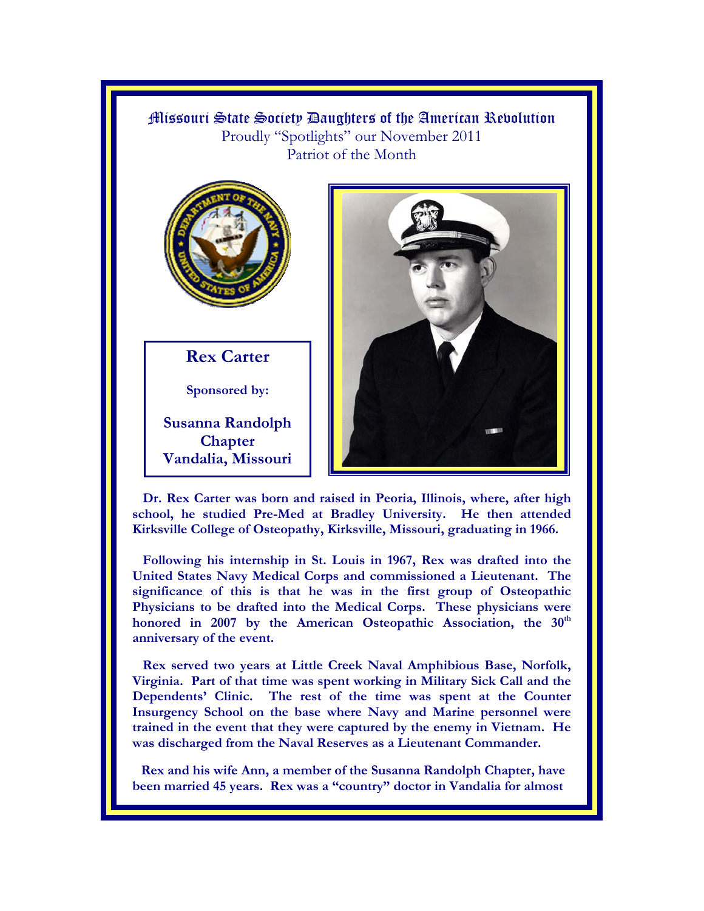# Missouri State Society Daughters of the American Revolution

Proudly "Spotlights" our November 2011
Patriot of the Month

## Rex Carter

**Sponsored by:**

**Susanna Randolph Chapter**
**Vandalia, Missouri**

**Dr. Rex Carter was born and raised in Peoria, Illinois, where, after high school, he studied Pre-Med at Bradley University. He then attended Kirksville College of Osteopathy, Kirksville, Missouri, graduating in 1966.**

**Following his internship in St. Louis in 1967, Rex was drafted into the United States Navy Medical Corps and commissioned a Lieutenant. The significance of this is that he was in the first group of Osteopathic Physicians to be drafted into the Medical Corps. These physicians were honored in 2007 by the American Osteopathic Association, the 30th anniversary of the event.**

**Rex served two years at Little Creek Naval Amphibious Base, Norfolk, Virginia. Part of that time was spent working in Military Sick Call and the Dependents' Clinic. The rest of the time was spent at the Counter Insurgency School on the base where Navy and Marine personnel were trained in the event that they were captured by the enemy in Vietnam. He was discharged from the Naval Reserves as a Lieutenant Commander.**

**Rex and his wife Ann, a member of the Susanna Randolph Chapter, have been married 45 years. Rex was a "country" doctor in Vandalia for almost**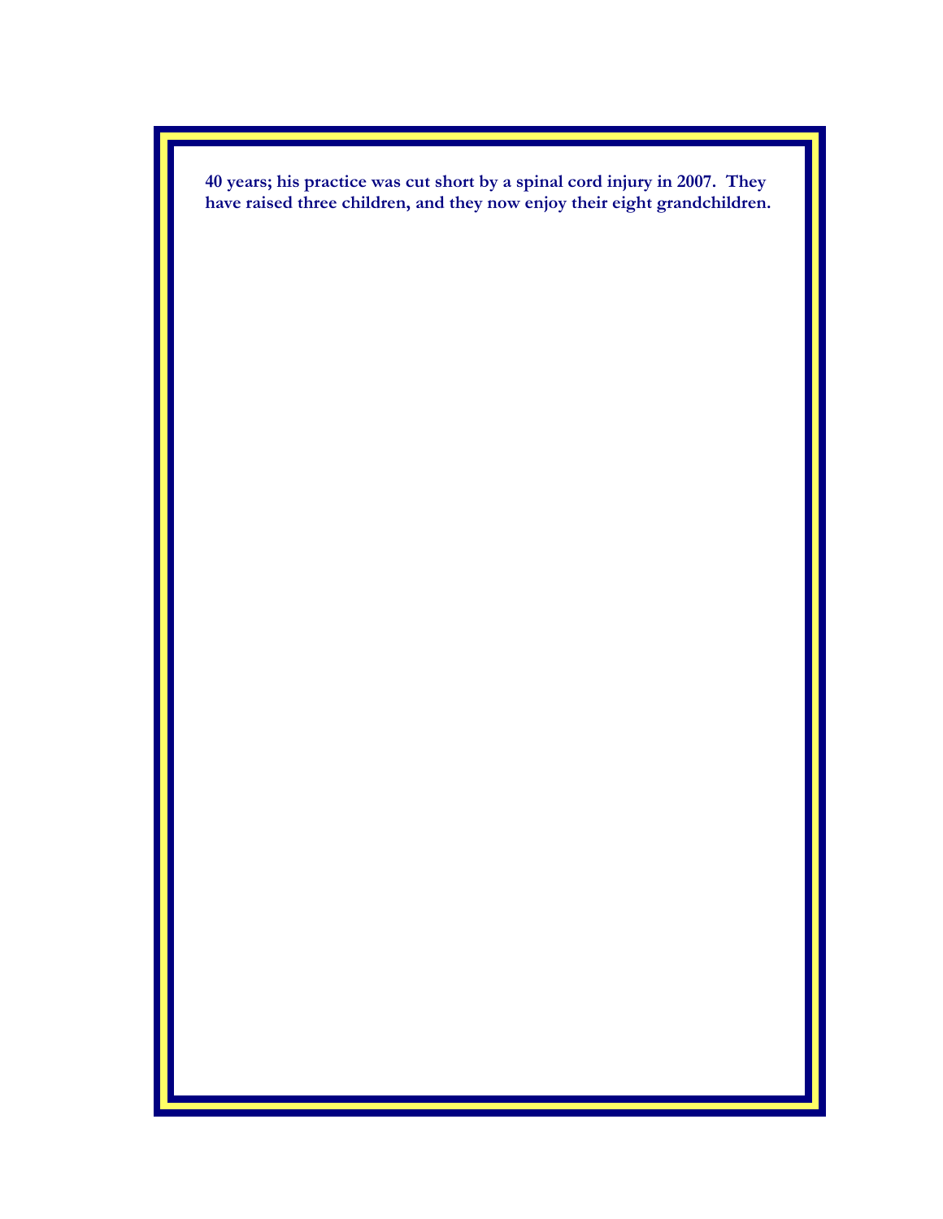**40 years; his practice was cut short by a spinal cord injury in 2007. They have raised three children, and they now enjoy their eight grandchildren.**